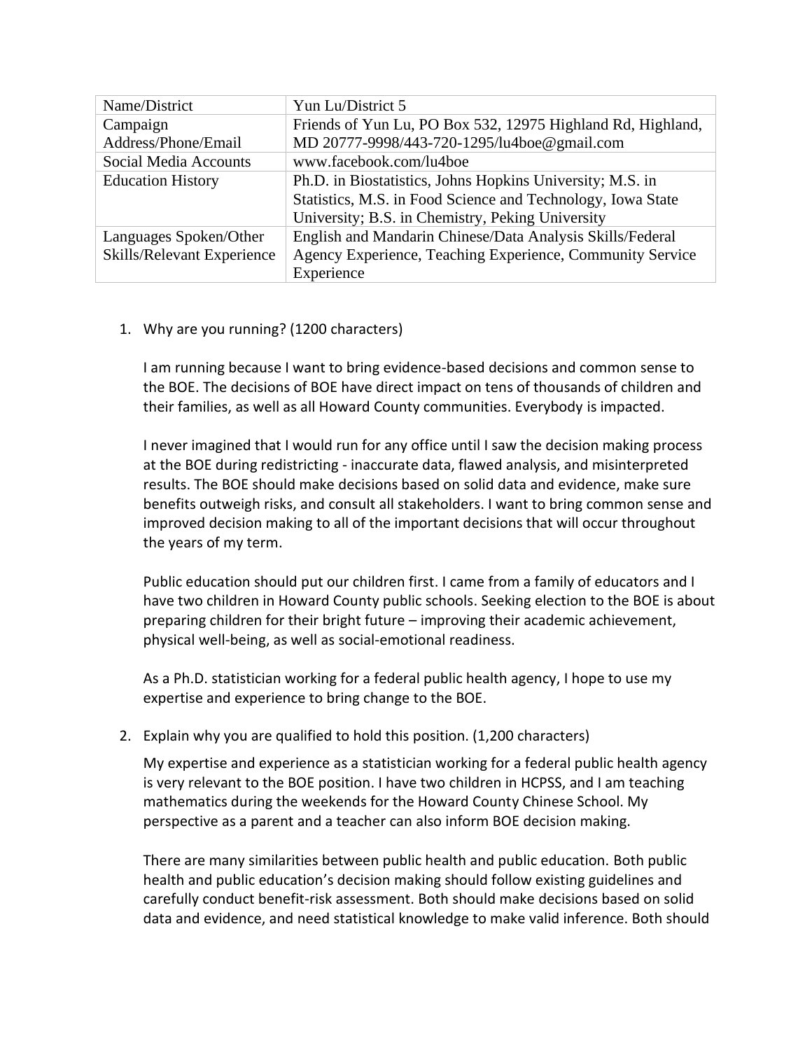| Name/District | Yun Lu/District 5 |
|---|---|
| Campaign Address/Phone/Email | Friends of Yun Lu, PO Box 532, 12975 Highland Rd, Highland, MD 20777-9998/443-720-1295/lu4boe@gmail.com |
| Social Media Accounts | www.facebook.com/lu4boe |
| Education History | Ph.D. in Biostatistics, Johns Hopkins University; M.S. in Statistics, M.S. in Food Science and Technology, Iowa State University; B.S. in Chemistry, Peking University |
| Languages Spoken/Other Skills/Relevant Experience | English and Mandarin Chinese/Data Analysis Skills/Federal Agency Experience, Teaching Experience, Community Service Experience |

1. Why are you running? (1200 characters)

   I am running because I want to bring evidence-based decisions and common sense to the BOE. The decisions of BOE have direct impact on tens of thousands of children and their families, as well as all Howard County communities. Everybody is impacted.

   I never imagined that I would run for any office until I saw the decision making process at the BOE during redistricting - inaccurate data, flawed analysis, and misinterpreted results. The BOE should make decisions based on solid data and evidence, make sure benefits outweigh risks, and consult all stakeholders. I want to bring common sense and improved decision making to all of the important decisions that will occur throughout the years of my term.

   Public education should put our children first. I came from a family of educators and I have two children in Howard County public schools. Seeking election to the BOE is about preparing children for their bright future – improving their academic achievement, physical well-being, as well as social-emotional readiness.

   As a Ph.D. statistician working for a federal public health agency, I hope to use my expertise and experience to bring change to the BOE.

2. Explain why you are qualified to hold this position. (1,200 characters)

   My expertise and experience as a statistician working for a federal public health agency is very relevant to the BOE position. I have two children in HCPSS, and I am teaching mathematics during the weekends for the Howard County Chinese School. My perspective as a parent and a teacher can also inform BOE decision making.

   There are many similarities between public health and public education. Both public health and public education's decision making should follow existing guidelines and carefully conduct benefit-risk assessment. Both should make decisions based on solid data and evidence, and need statistical knowledge to make valid inference. Both should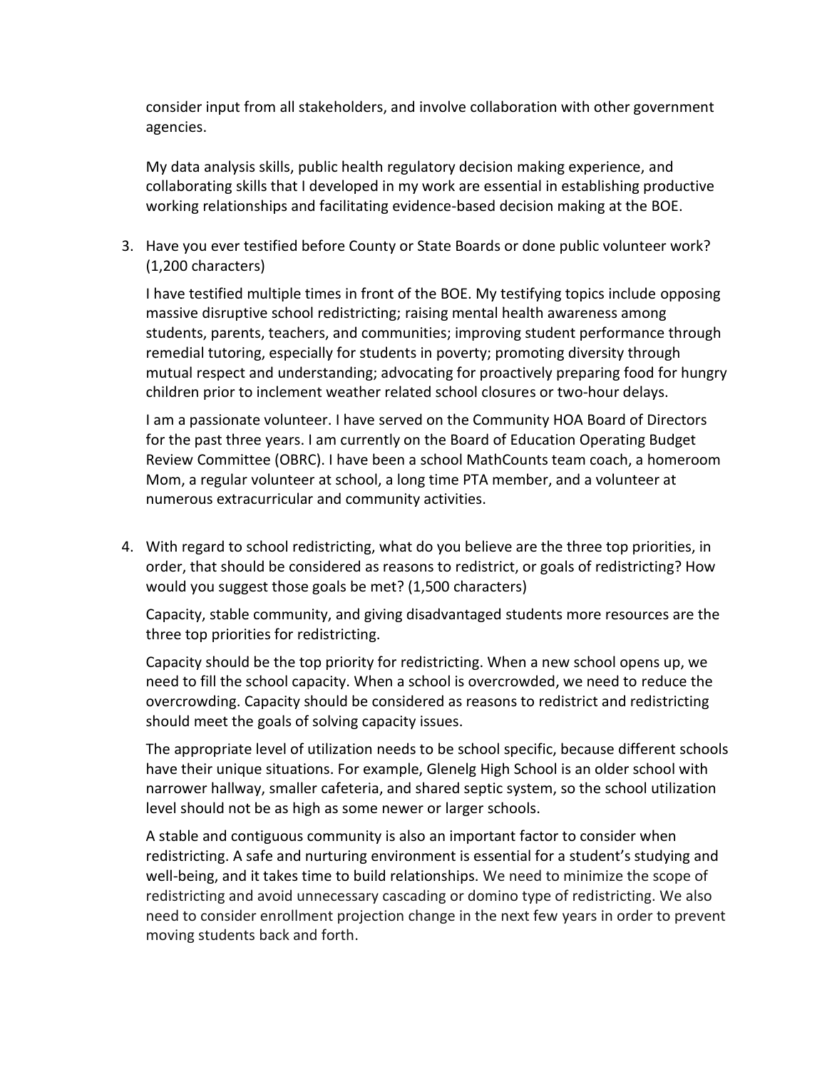consider input from all stakeholders, and involve collaboration with other government agencies.

My data analysis skills, public health regulatory decision making experience, and collaborating skills that I developed in my work are essential in establishing productive working relationships and facilitating evidence-based decision making at the BOE.

3. Have you ever testified before County or State Boards or done public volunteer work? (1,200 characters)

   I have testified multiple times in front of the BOE. My testifying topics include opposing massive disruptive school redistricting; raising mental health awareness among students, parents, teachers, and communities; improving student performance through remedial tutoring, especially for students in poverty; promoting diversity through mutual respect and understanding; advocating for proactively preparing food for hungry children prior to inclement weather related school closures or two-hour delays.

   I am a passionate volunteer. I have served on the Community HOA Board of Directors for the past three years. I am currently on the Board of Education Operating Budget Review Committee (OBRC). I have been a school MathCounts team coach, a homeroom Mom, a regular volunteer at school, a long time PTA member, and a volunteer at numerous extracurricular and community activities.

4. With regard to school redistricting, what do you believe are the three top priorities, in order, that should be considered as reasons to redistrict, or goals of redistricting? How would you suggest those goals be met? (1,500 characters)

   Capacity, stable community, and giving disadvantaged students more resources are the three top priorities for redistricting.

   Capacity should be the top priority for redistricting. When a new school opens up, we need to fill the school capacity. When a school is overcrowded, we need to reduce the overcrowding. Capacity should be considered as reasons to redistrict and redistricting should meet the goals of solving capacity issues.

   The appropriate level of utilization needs to be school specific, because different schools have their unique situations. For example, Glenelg High School is an older school with narrower hallway, smaller cafeteria, and shared septic system, so the school utilization level should not be as high as some newer or larger schools.

   A stable and contiguous community is also an important factor to consider when redistricting. A safe and nurturing environment is essential for a student's studying and well-being, and it takes time to build relationships. We need to minimize the scope of redistricting and avoid unnecessary cascading or domino type of redistricting. We also need to consider enrollment projection change in the next few years in order to prevent moving students back and forth.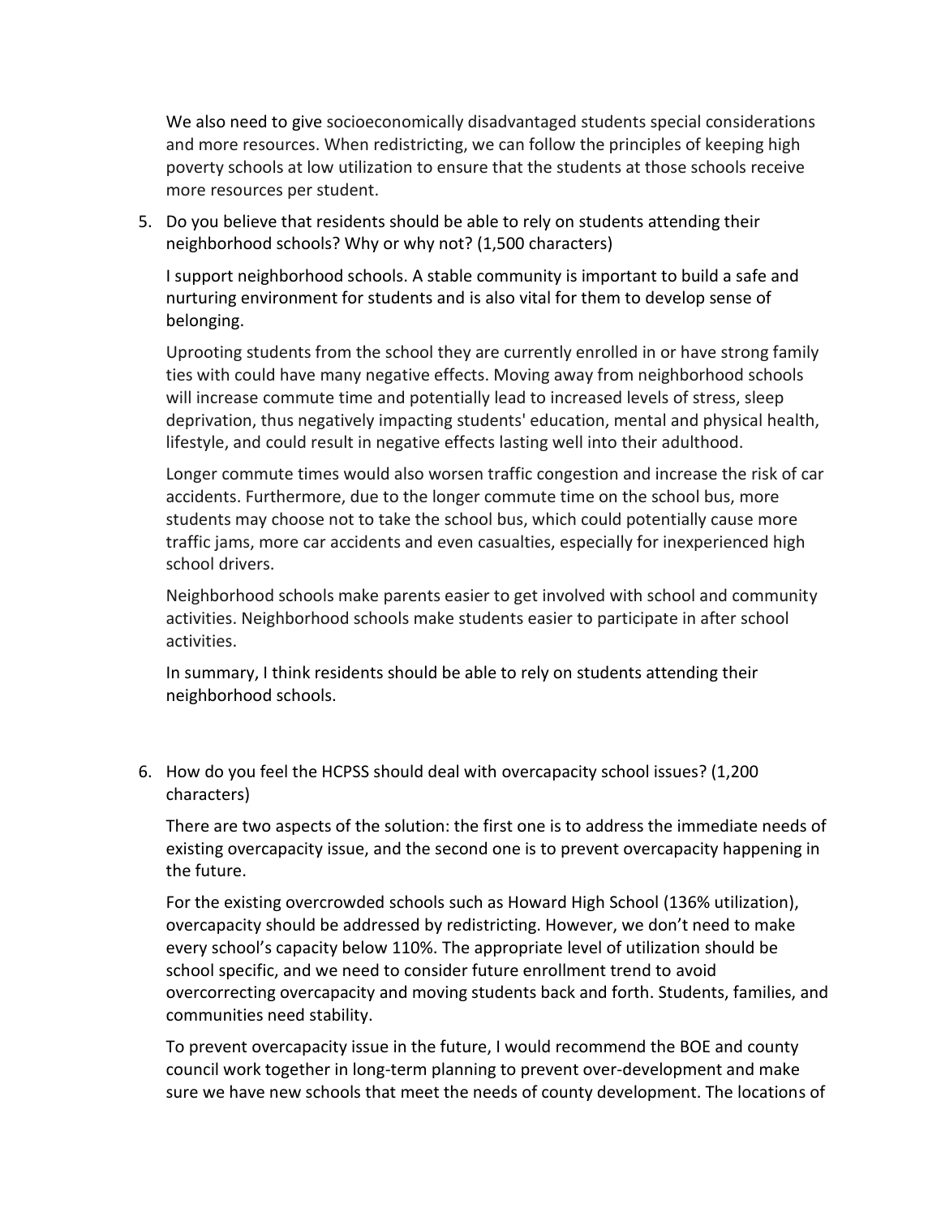We also need to give socioeconomically disadvantaged students special considerations and more resources. When redistricting, we can follow the principles of keeping high poverty schools at low utilization to ensure that the students at those schools receive more resources per student.

5. Do you believe that residents should be able to rely on students attending their neighborhood schools? Why or why not? (1,500 characters)

   I support neighborhood schools. A stable community is important to build a safe and nurturing environment for students and is also vital for them to develop sense of belonging.

   Uprooting students from the school they are currently enrolled in or have strong family ties with could have many negative effects. Moving away from neighborhood schools will increase commute time and potentially lead to increased levels of stress, sleep deprivation, thus negatively impacting students' education, mental and physical health, lifestyle, and could result in negative effects lasting well into their adulthood.

   Longer commute times would also worsen traffic congestion and increase the risk of car accidents. Furthermore, due to the longer commute time on the school bus, more students may choose not to take the school bus, which could potentially cause more traffic jams, more car accidents and even casualties, especially for inexperienced high school drivers.

   Neighborhood schools make parents easier to get involved with school and community activities. Neighborhood schools make students easier to participate in after school activities.

   In summary, I think residents should be able to rely on students attending their neighborhood schools.

6. How do you feel the HCPSS should deal with overcapacity school issues? (1,200 characters)

   There are two aspects of the solution: the first one is to address the immediate needs of existing overcapacity issue, and the second one is to prevent overcapacity happening in the future.

   For the existing overcrowded schools such as Howard High School (136% utilization), overcapacity should be addressed by redistricting. However, we don't need to make every school's capacity below 110%. The appropriate level of utilization should be school specific, and we need to consider future enrollment trend to avoid overcorrecting overcapacity and moving students back and forth. Students, families, and communities need stability.

   To prevent overcapacity issue in the future, I would recommend the BOE and county council work together in long-term planning to prevent over-development and make sure we have new schools that meet the needs of county development. The locations of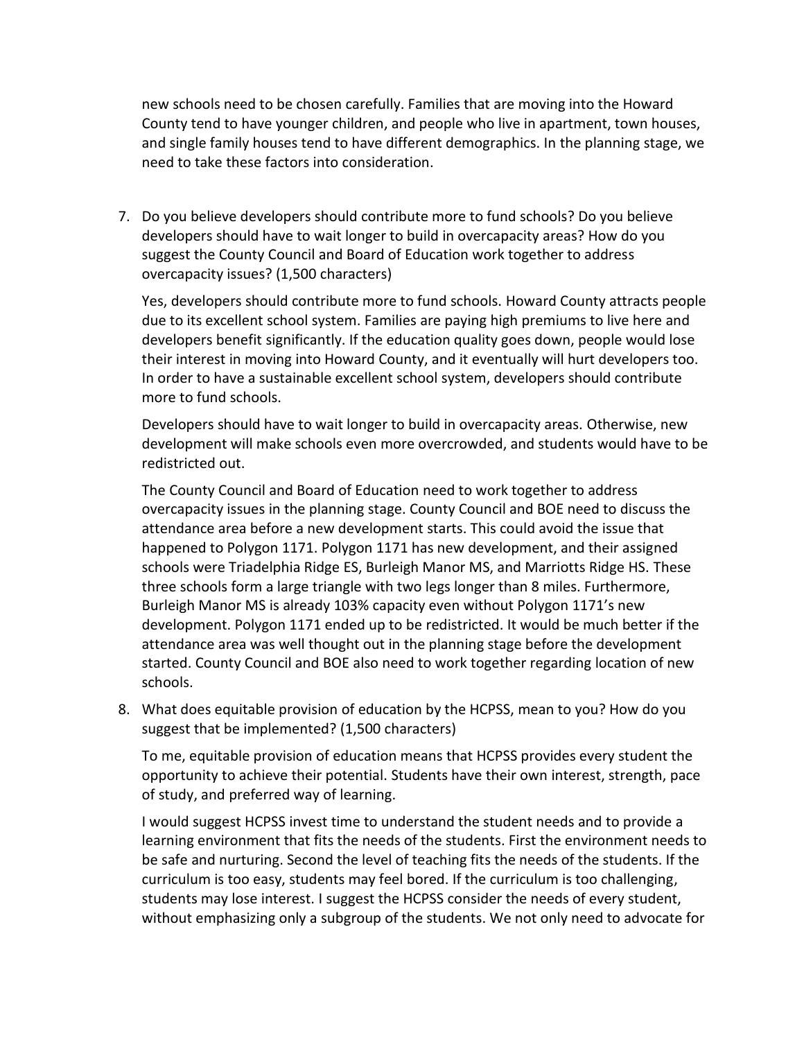new schools need to be chosen carefully. Families that are moving into the Howard County tend to have younger children, and people who live in apartment, town houses, and single family houses tend to have different demographics. In the planning stage, we need to take these factors into consideration.

7. Do you believe developers should contribute more to fund schools? Do you believe developers should have to wait longer to build in overcapacity areas? How do you suggest the County Council and Board of Education work together to address overcapacity issues? (1,500 characters)

   Yes, developers should contribute more to fund schools. Howard County attracts people due to its excellent school system. Families are paying high premiums to live here and developers benefit significantly. If the education quality goes down, people would lose their interest in moving into Howard County, and it eventually will hurt developers too. In order to have a sustainable excellent school system, developers should contribute more to fund schools.

   Developers should have to wait longer to build in overcapacity areas. Otherwise, new development will make schools even more overcrowded, and students would have to be redistricted out.

   The County Council and Board of Education need to work together to address overcapacity issues in the planning stage. County Council and BOE need to discuss the attendance area before a new development starts. This could avoid the issue that happened to Polygon 1171. Polygon 1171 has new development, and their assigned schools were Triadelphia Ridge ES, Burleigh Manor MS, and Marriotts Ridge HS. These three schools form a large triangle with two legs longer than 8 miles. Furthermore, Burleigh Manor MS is already 103% capacity even without Polygon 1171's new development. Polygon 1171 ended up to be redistricted. It would be much better if the attendance area was well thought out in the planning stage before the development started. County Council and BOE also need to work together regarding location of new schools.

8. What does equitable provision of education by the HCPSS, mean to you? How do you suggest that be implemented? (1,500 characters)

   To me, equitable provision of education means that HCPSS provides every student the opportunity to achieve their potential. Students have their own interest, strength, pace of study, and preferred way of learning.

   I would suggest HCPSS invest time to understand the student needs and to provide a learning environment that fits the needs of the students. First the environment needs to be safe and nurturing. Second the level of teaching fits the needs of the students. If the curriculum is too easy, students may feel bored. If the curriculum is too challenging, students may lose interest. I suggest the HCPSS consider the needs of every student, without emphasizing only a subgroup of the students. We not only need to advocate for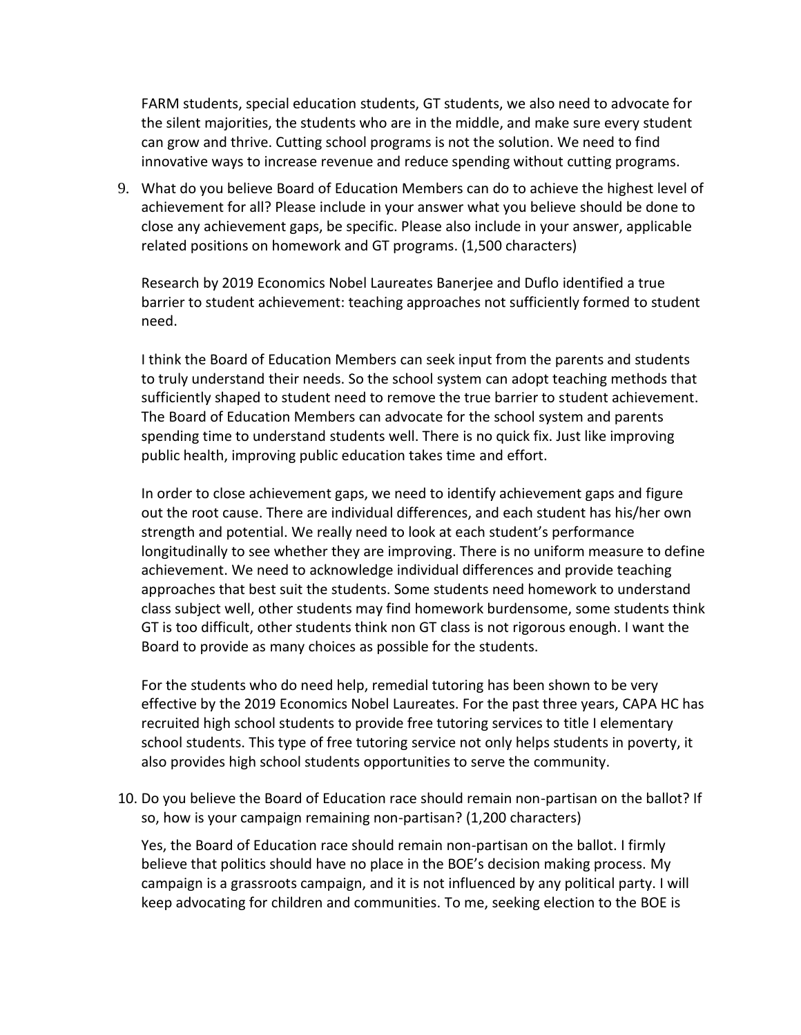FARM students, special education students, GT students, we also need to advocate for the silent majorities, the students who are in the middle, and make sure every student can grow and thrive. Cutting school programs is not the solution. We need to find innovative ways to increase revenue and reduce spending without cutting programs.

9. What do you believe Board of Education Members can do to achieve the highest level of achievement for all? Please include in your answer what you believe should be done to close any achievement gaps, be specific. Please also include in your answer, applicable related positions on homework and GT programs. (1,500 characters)

   Research by 2019 Economics Nobel Laureates Banerjee and Duflo identified a true barrier to student achievement: teaching approaches not sufficiently formed to student need.

   I think the Board of Education Members can seek input from the parents and students to truly understand their needs. So the school system can adopt teaching methods that sufficiently shaped to student need to remove the true barrier to student achievement. The Board of Education Members can advocate for the school system and parents spending time to understand students well. There is no quick fix. Just like improving public health, improving public education takes time and effort.

   In order to close achievement gaps, we need to identify achievement gaps and figure out the root cause. There are individual differences, and each student has his/her own strength and potential. We really need to look at each student's performance longitudinally to see whether they are improving. There is no uniform measure to define achievement. We need to acknowledge individual differences and provide teaching approaches that best suit the students. Some students need homework to understand class subject well, other students may find homework burdensome, some students think GT is too difficult, other students think non GT class is not rigorous enough. I want the Board to provide as many choices as possible for the students.

   For the students who do need help, remedial tutoring has been shown to be very effective by the 2019 Economics Nobel Laureates. For the past three years, CAPA HC has recruited high school students to provide free tutoring services to title I elementary school students. This type of free tutoring service not only helps students in poverty, it also provides high school students opportunities to serve the community.

10. Do you believe the Board of Education race should remain non-partisan on the ballot? If so, how is your campaign remaining non-partisan? (1,200 characters)

    Yes, the Board of Education race should remain non-partisan on the ballot. I firmly believe that politics should have no place in the BOE's decision making process. My campaign is a grassroots campaign, and it is not influenced by any political party. I will keep advocating for children and communities. To me, seeking election to the BOE is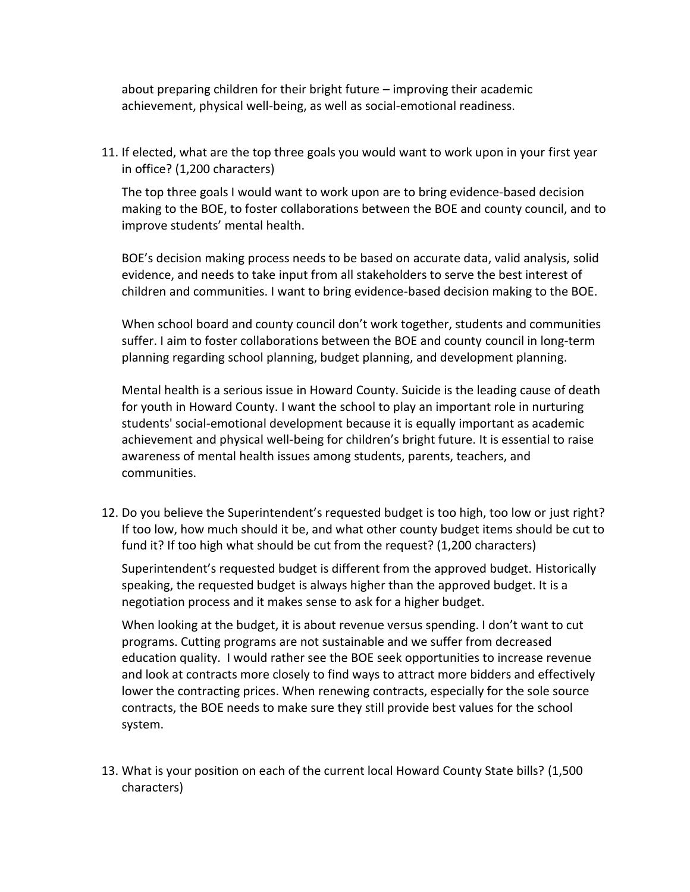about preparing children for their bright future – improving their academic achievement, physical well-being, as well as social-emotional readiness.

11. If elected, what are the top three goals you would want to work upon in your first year in office? (1,200 characters)

    The top three goals I would want to work upon are to bring evidence-based decision making to the BOE, to foster collaborations between the BOE and county council, and to improve students' mental health.

    BOE's decision making process needs to be based on accurate data, valid analysis, solid evidence, and needs to take input from all stakeholders to serve the best interest of children and communities. I want to bring evidence-based decision making to the BOE.

    When school board and county council don't work together, students and communities suffer. I aim to foster collaborations between the BOE and county council in long-term planning regarding school planning, budget planning, and development planning.

    Mental health is a serious issue in Howard County. Suicide is the leading cause of death for youth in Howard County. I want the school to play an important role in nurturing students' social-emotional development because it is equally important as academic achievement and physical well-being for children's bright future. It is essential to raise awareness of mental health issues among students, parents, teachers, and communities.

12. Do you believe the Superintendent's requested budget is too high, too low or just right? If too low, how much should it be, and what other county budget items should be cut to fund it? If too high what should be cut from the request? (1,200 characters)

    Superintendent's requested budget is different from the approved budget. Historically speaking, the requested budget is always higher than the approved budget. It is a negotiation process and it makes sense to ask for a higher budget.

    When looking at the budget, it is about revenue versus spending. I don't want to cut programs. Cutting programs are not sustainable and we suffer from decreased education quality. I would rather see the BOE seek opportunities to increase revenue and look at contracts more closely to find ways to attract more bidders and effectively lower the contracting prices. When renewing contracts, especially for the sole source contracts, the BOE needs to make sure they still provide best values for the school system.

13. What is your position on each of the current local Howard County State bills? (1,500 characters)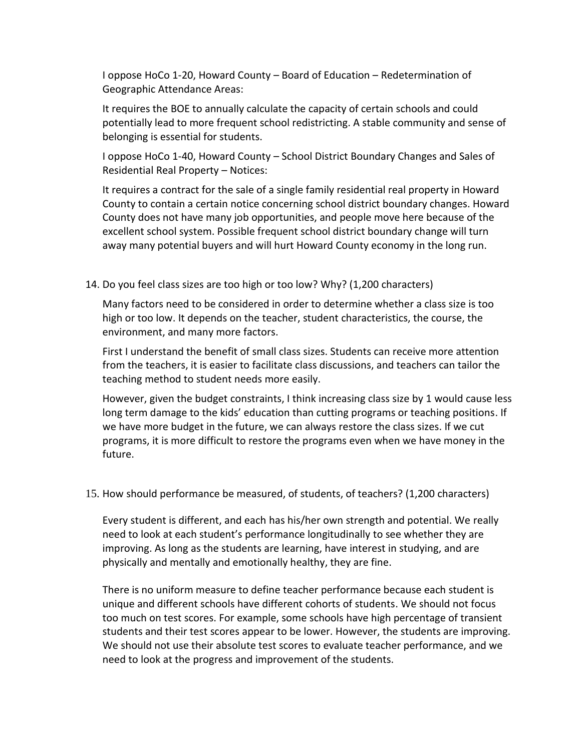I oppose HoCo 1-20, Howard County – Board of Education – Redetermination of Geographic Attendance Areas:

It requires the BOE to annually calculate the capacity of certain schools and could potentially lead to more frequent school redistricting. A stable community and sense of belonging is essential for students.

I oppose HoCo 1-40, Howard County – School District Boundary Changes and Sales of Residential Real Property – Notices:

It requires a contract for the sale of a single family residential real property in Howard County to contain a certain notice concerning school district boundary changes. Howard County does not have many job opportunities, and people move here because of the excellent school system. Possible frequent school district boundary change will turn away many potential buyers and will hurt Howard County economy in the long run.

14. Do you feel class sizes are too high or too low? Why? (1,200 characters)

Many factors need to be considered in order to determine whether a class size is too high or too low. It depends on the teacher, student characteristics, the course, the environment, and many more factors.

First I understand the benefit of small class sizes. Students can receive more attention from the teachers, it is easier to facilitate class discussions, and teachers can tailor the teaching method to student needs more easily.

However, given the budget constraints, I think increasing class size by 1 would cause less long term damage to the kids' education than cutting programs or teaching positions. If we have more budget in the future, we can always restore the class sizes. If we cut programs, it is more difficult to restore the programs even when we have money in the future.

15. How should performance be measured, of students, of teachers? (1,200 characters)

Every student is different, and each has his/her own strength and potential. We really need to look at each student's performance longitudinally to see whether they are improving. As long as the students are learning, have interest in studying, and are physically and mentally and emotionally healthy, they are fine.

There is no uniform measure to define teacher performance because each student is unique and different schools have different cohorts of students. We should not focus too much on test scores. For example, some schools have high percentage of transient students and their test scores appear to be lower. However, the students are improving. We should not use their absolute test scores to evaluate teacher performance, and we need to look at the progress and improvement of the students.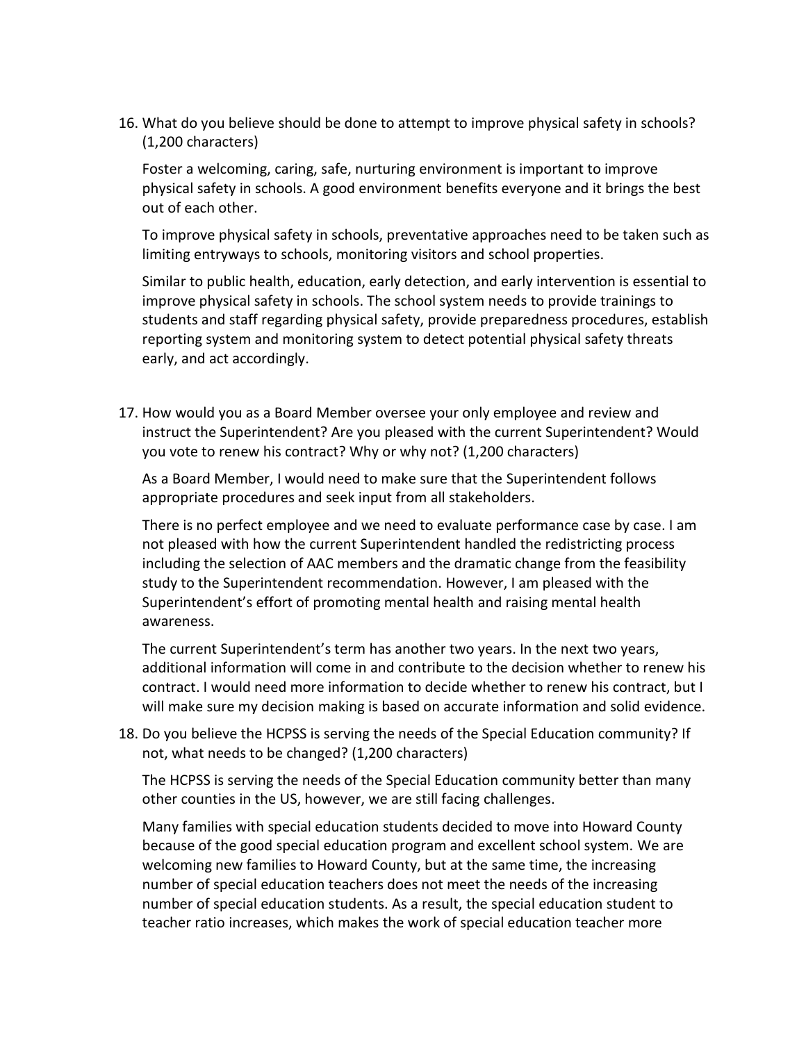16. What do you believe should be done to attempt to improve physical safety in schools? (1,200 characters)

    Foster a welcoming, caring, safe, nurturing environment is important to improve physical safety in schools. A good environment benefits everyone and it brings the best out of each other.

    To improve physical safety in schools, preventative approaches need to be taken such as limiting entryways to schools, monitoring visitors and school properties.

    Similar to public health, education, early detection, and early intervention is essential to improve physical safety in schools. The school system needs to provide trainings to students and staff regarding physical safety, provide preparedness procedures, establish reporting system and monitoring system to detect potential physical safety threats early, and act accordingly.

17. How would you as a Board Member oversee your only employee and review and instruct the Superintendent? Are you pleased with the current Superintendent? Would you vote to renew his contract? Why or why not? (1,200 characters)

    As a Board Member, I would need to make sure that the Superintendent follows appropriate procedures and seek input from all stakeholders.

    There is no perfect employee and we need to evaluate performance case by case. I am not pleased with how the current Superintendent handled the redistricting process including the selection of AAC members and the dramatic change from the feasibility study to the Superintendent recommendation. However, I am pleased with the Superintendent's effort of promoting mental health and raising mental health awareness.

    The current Superintendent's term has another two years. In the next two years, additional information will come in and contribute to the decision whether to renew his contract. I would need more information to decide whether to renew his contract, but I will make sure my decision making is based on accurate information and solid evidence.

18. Do you believe the HCPSS is serving the needs of the Special Education community? If not, what needs to be changed? (1,200 characters)

    The HCPSS is serving the needs of the Special Education community better than many other counties in the US, however, we are still facing challenges.

    Many families with special education students decided to move into Howard County because of the good special education program and excellent school system. We are welcoming new families to Howard County, but at the same time, the increasing number of special education teachers does not meet the needs of the increasing number of special education students. As a result, the special education student to teacher ratio increases, which makes the work of special education teacher more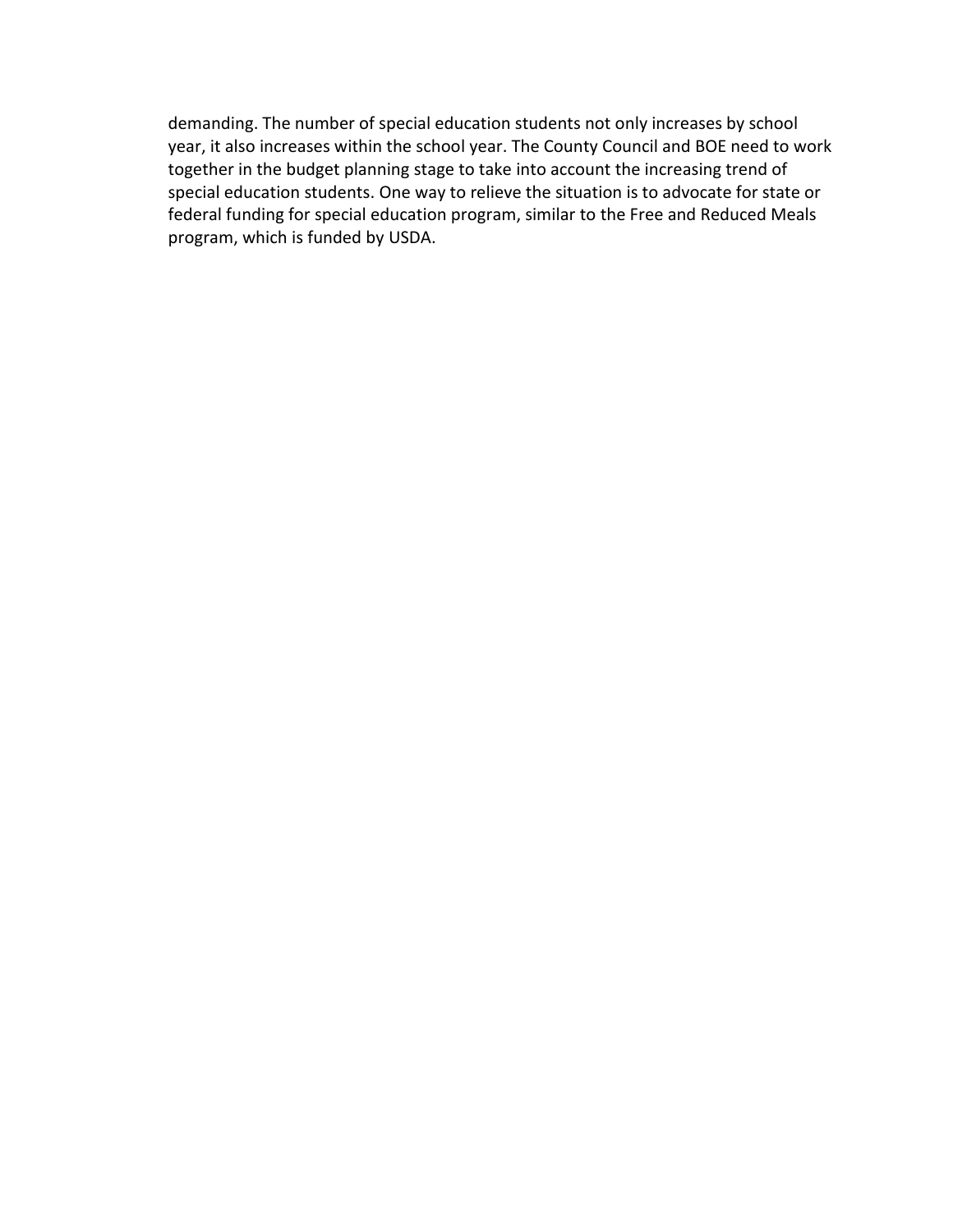demanding. The number of special education students not only increases by school year, it also increases within the school year. The County Council and BOE need to work together in the budget planning stage to take into account the increasing trend of special education students. One way to relieve the situation is to advocate for state or federal funding for special education program, similar to the Free and Reduced Meals program, which is funded by USDA.